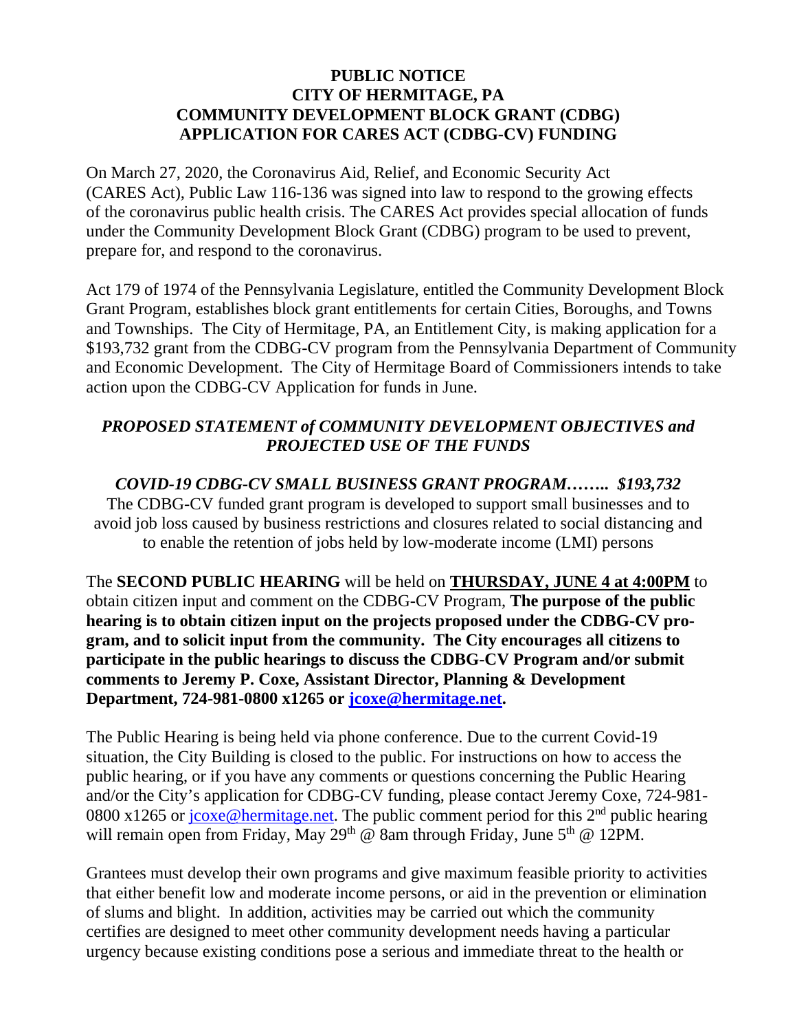# PUBLIC NOTICE
# CITY OF HERMITAGE, PA
# COMMUNITY DEVELOPMENT BLOCK GRANT (CDBG)
# APPLICATION FOR CARES ACT (CDBG-CV) FUNDING

On March 27, 2020, the Coronavirus Aid, Relief, and Economic Security Act (CARES Act), Public Law 116-136 was signed into law to respond to the growing effects of the coronavirus public health crisis. The CARES Act provides special allocation of funds under the Community Development Block Grant (CDBG) program to be used to prevent, prepare for, and respond to the coronavirus.

Act 179 of 1974 of the Pennsylvania Legislature, entitled the Community Development Block Grant Program, establishes block grant entitlements for certain Cities, Boroughs, and Towns and Townships. The City of Hermitage, PA, an Entitlement City, is making application for a $193,732 grant from the CDBG-CV program from the Pennsylvania Department of Community and Economic Development. The City of Hermitage Board of Commissioners intends to take action upon the CDBG-CV Application for funds in June.

## *PROPOSED STATEMENT of COMMUNITY DEVELOPMENT OBJECTIVES and PROJECTED USE OF THE FUNDS*

***COVID-19 CDBG-CV SMALL BUSINESS GRANT PROGRAM…….. $193,732***

The CDBG-CV funded grant program is developed to support small businesses and to avoid job loss caused by business restrictions and closures related to social distancing and to enable the retention of jobs held by low-moderate income (LMI) persons

The **SECOND PUBLIC HEARING** will be held on **THURSDAY, JUNE 4 at 4:00PM** to obtain citizen input and comment on the CDBG-CV Program, **The purpose of the public hearing is to obtain citizen input on the projects proposed under the CDBG-CV program, and to solicit input from the community. The City encourages all citizens to participate in the public hearings to discuss the CDBG-CV Program and/or submit comments to Jeremy P. Coxe, Assistant Director, Planning & Development Department, 724-981-0800 x1265 or jcoxe@hermitage.net.**

The Public Hearing is being held via phone conference. Due to the current Covid-19 situation, the City Building is closed to the public. For instructions on how to access the public hearing, or if you have any comments or questions concerning the Public Hearing and/or the City's application for CDBG-CV funding, please contact Jeremy Coxe, 724-981-0800 x1265 or jcoxe@hermitage.net. The public comment period for this 2nd public hearing will remain open from Friday, May 29th @ 8am through Friday, June 5th @ 12PM.

Grantees must develop their own programs and give maximum feasible priority to activities that either benefit low and moderate income persons, or aid in the prevention or elimination of slums and blight. In addition, activities may be carried out which the community certifies are designed to meet other community development needs having a particular urgency because existing conditions pose a serious and immediate threat to the health or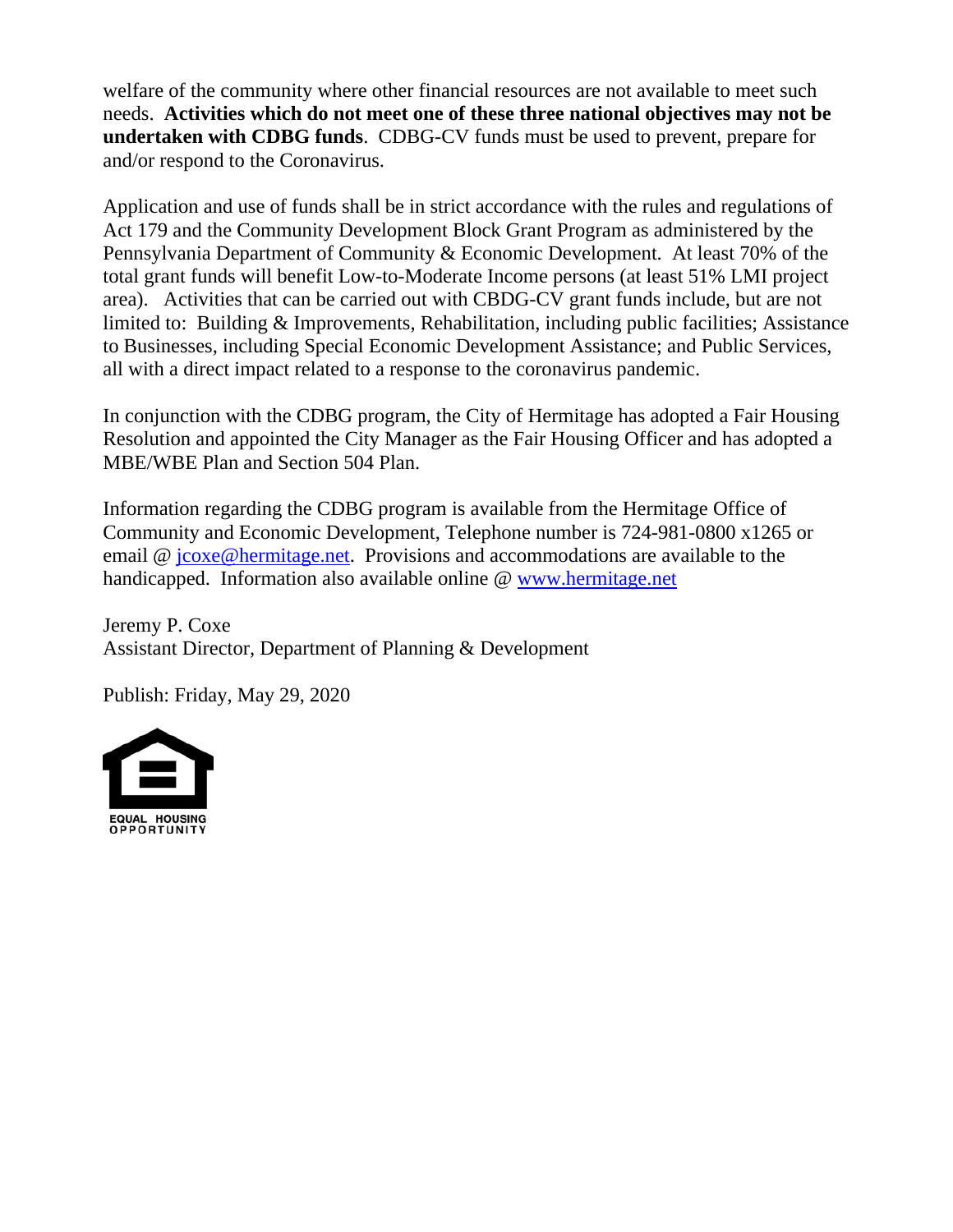welfare of the community where other financial resources are not available to meet such needs. **Activities which do not meet one of these three national objectives may not be undertaken with CDBG funds**. CDBG-CV funds must be used to prevent, prepare for and/or respond to the Coronavirus.

Application and use of funds shall be in strict accordance with the rules and regulations of Act 179 and the Community Development Block Grant Program as administered by the Pennsylvania Department of Community & Economic Development. At least 70% of the total grant funds will benefit Low-to-Moderate Income persons (at least 51% LMI project area). Activities that can be carried out with CBDG-CV grant funds include, but are not limited to: Building & Improvements, Rehabilitation, including public facilities; Assistance to Businesses, including Special Economic Development Assistance; and Public Services, all with a direct impact related to a response to the coronavirus pandemic.

In conjunction with the CDBG program, the City of Hermitage has adopted a Fair Housing Resolution and appointed the City Manager as the Fair Housing Officer and has adopted a MBE/WBE Plan and Section 504 Plan.

Information regarding the CDBG program is available from the Hermitage Office of Community and Economic Development, Telephone number is 724-981-0800 x1265 or email @ jcoxe@hermitage.net. Provisions and accommodations are available to the handicapped. Information also available online @ www.hermitage.net

Jeremy P. Coxe
Assistant Director, Department of Planning & Development

Publish: Friday, May 29, 2020

EQUAL HOUSING OPPORTUNITY